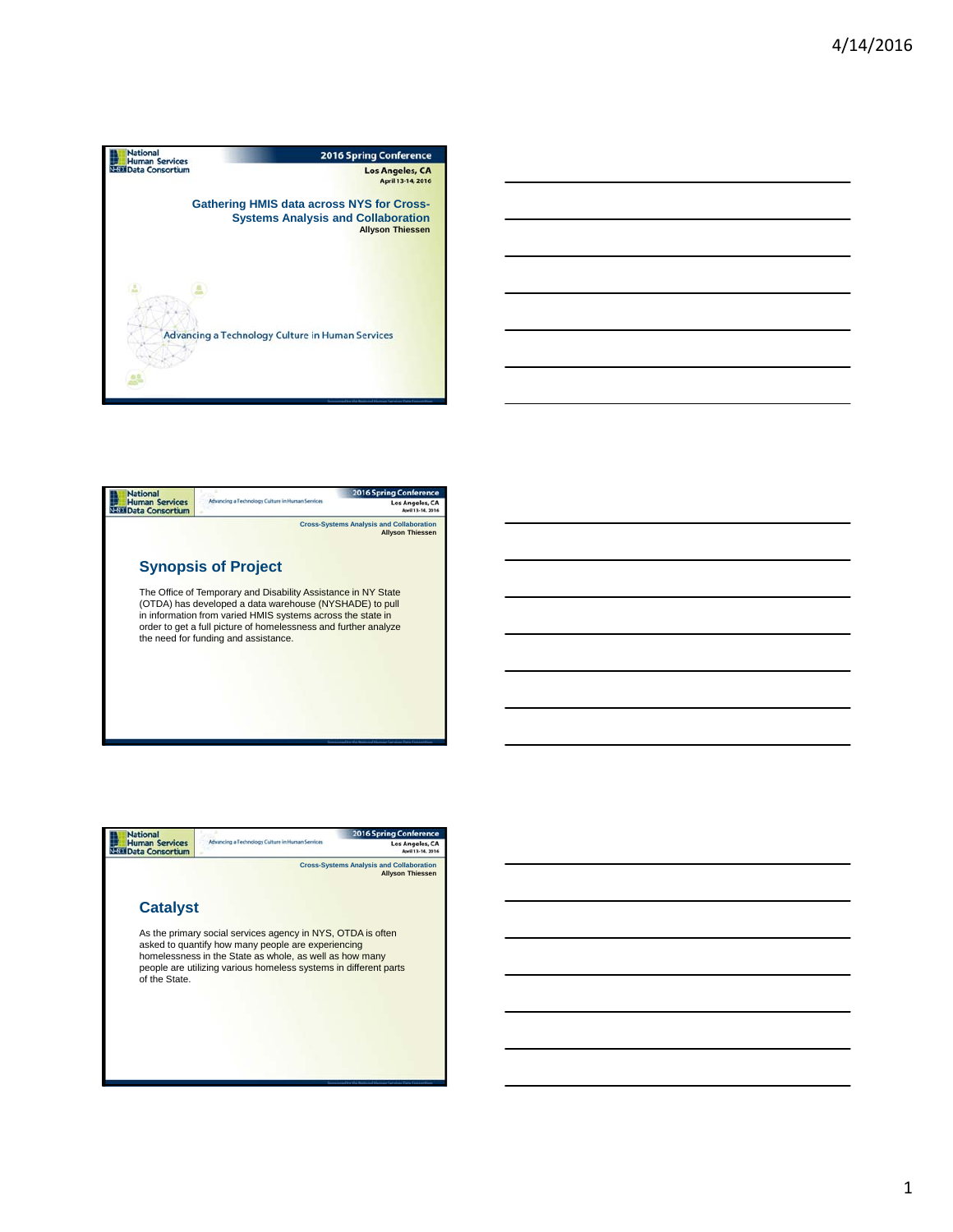# Gathering HMIS data across NYS for Cross-Systems Analysis and Collaboration

**Allyson Thiessen**

National Human Services Data Consortium — 2016 Spring Conference, Los Angeles, CA, April 13-14, 2016

Advancing a Technology Culture in Human Services

---

## Synopsis of Project

The Office of Temporary and Disability Assistance in NY State (OTDA) has developed a data warehouse (NYSHADE) to pull in information from varied HMIS systems across the state in order to get a full picture of homelessness and further analyze the need for funding and assistance.

---

## Catalyst

As the primary social services agency in NYS, OTDA is often asked to quantify how many people are experiencing homelessness in the State as whole, as well as how many people are utilizing various homeless systems in different parts of the State.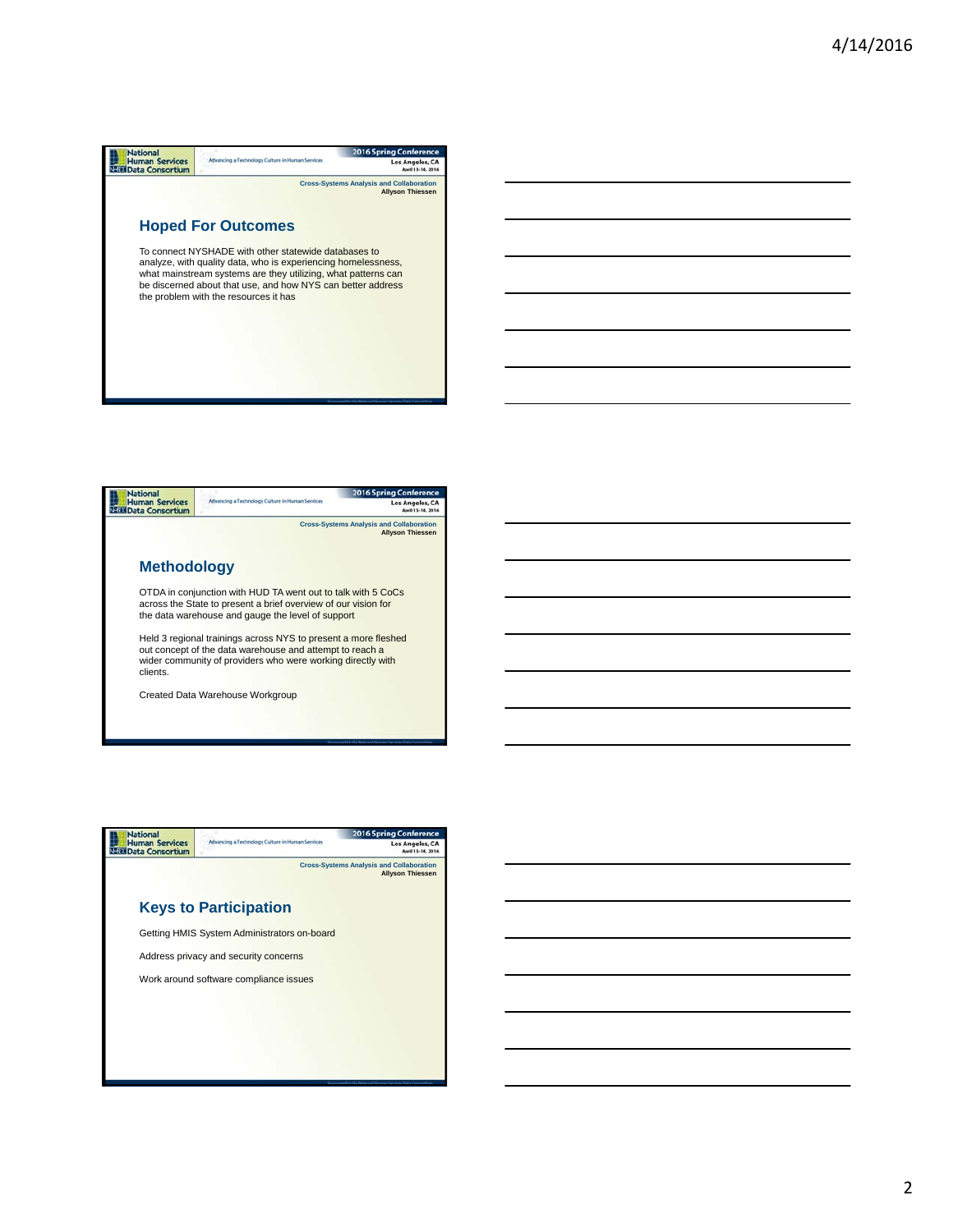## Hoped For Outcomes

To connect NYSHADE with other statewide databases to analyze, with quality data, who is experiencing homelessness, what mainstream systems are they utilizing, what patterns can be discerned about that use, and how NYS can better address the problem with the resources it has

## Methodology

OTDA in conjunction with HUD TA went out to talk with 5 CoCs across the State to present a brief overview of our vision for the data warehouse and gauge the level of support

Held 3 regional trainings across NYS to present a more fleshed out concept of the data warehouse and attempt to reach a wider community of providers who were working directly with clients.

Created Data Warehouse Workgroup

## Keys to Participation

Getting HMIS System Administrators on-board

Address privacy and security concerns

Work around software compliance issues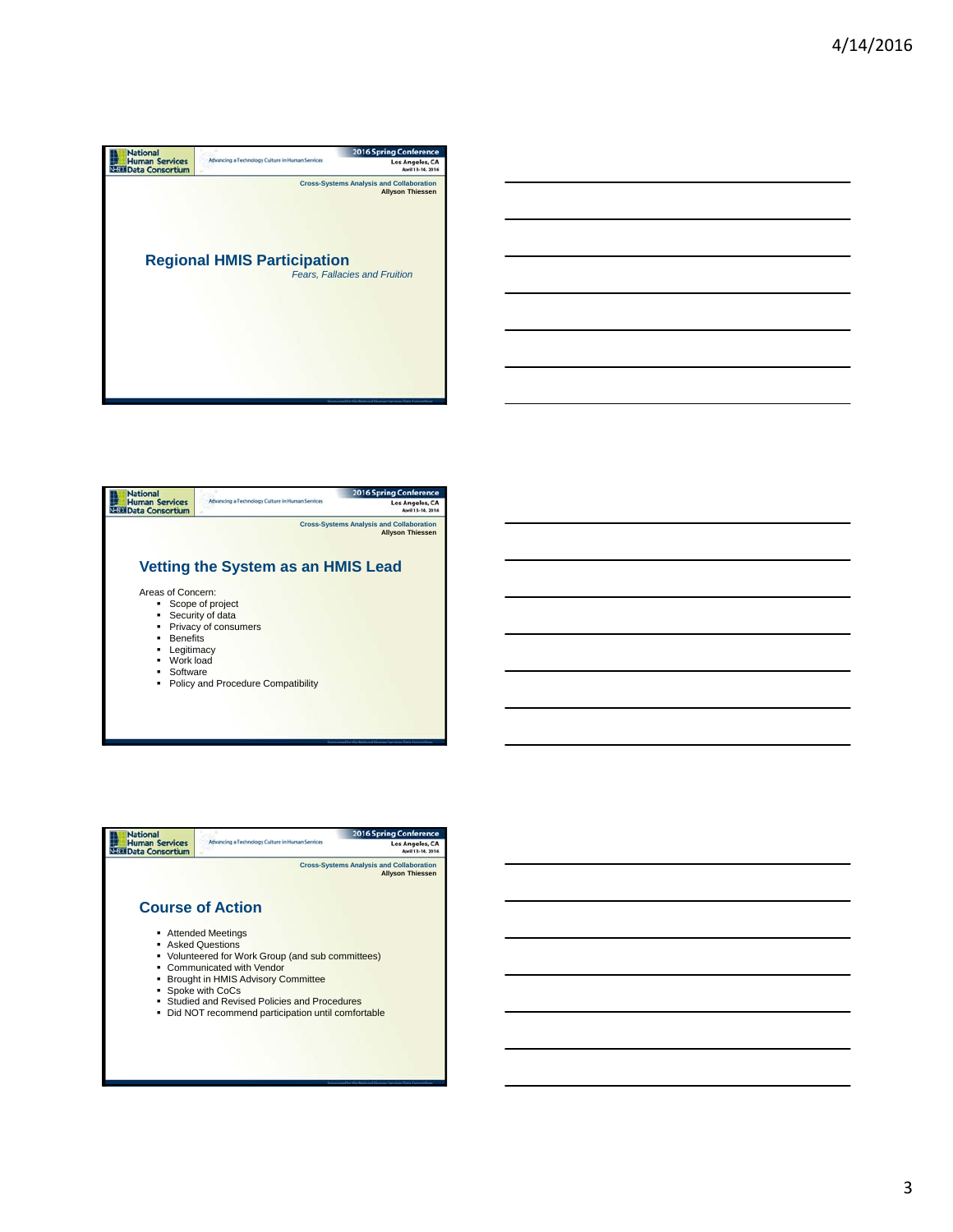## Regional HMIS Participation

*Fears, Fallacies and Fruition*

## Vetting the System as an HMIS Lead

Areas of Concern:

- Scope of project
- Security of data
- Privacy of consumers
- Benefits
- Legitimacy
- Work load
- Software
- Policy and Procedure Compatibility

## Course of Action

- Attended Meetings
- Asked Questions
- Volunteered for Work Group (and sub committees)
- Communicated with Vendor
- Brought in HMIS Advisory Committee
- Spoke with CoCs
- Studied and Revised Policies and Procedures
- Did NOT recommend participation until comfortable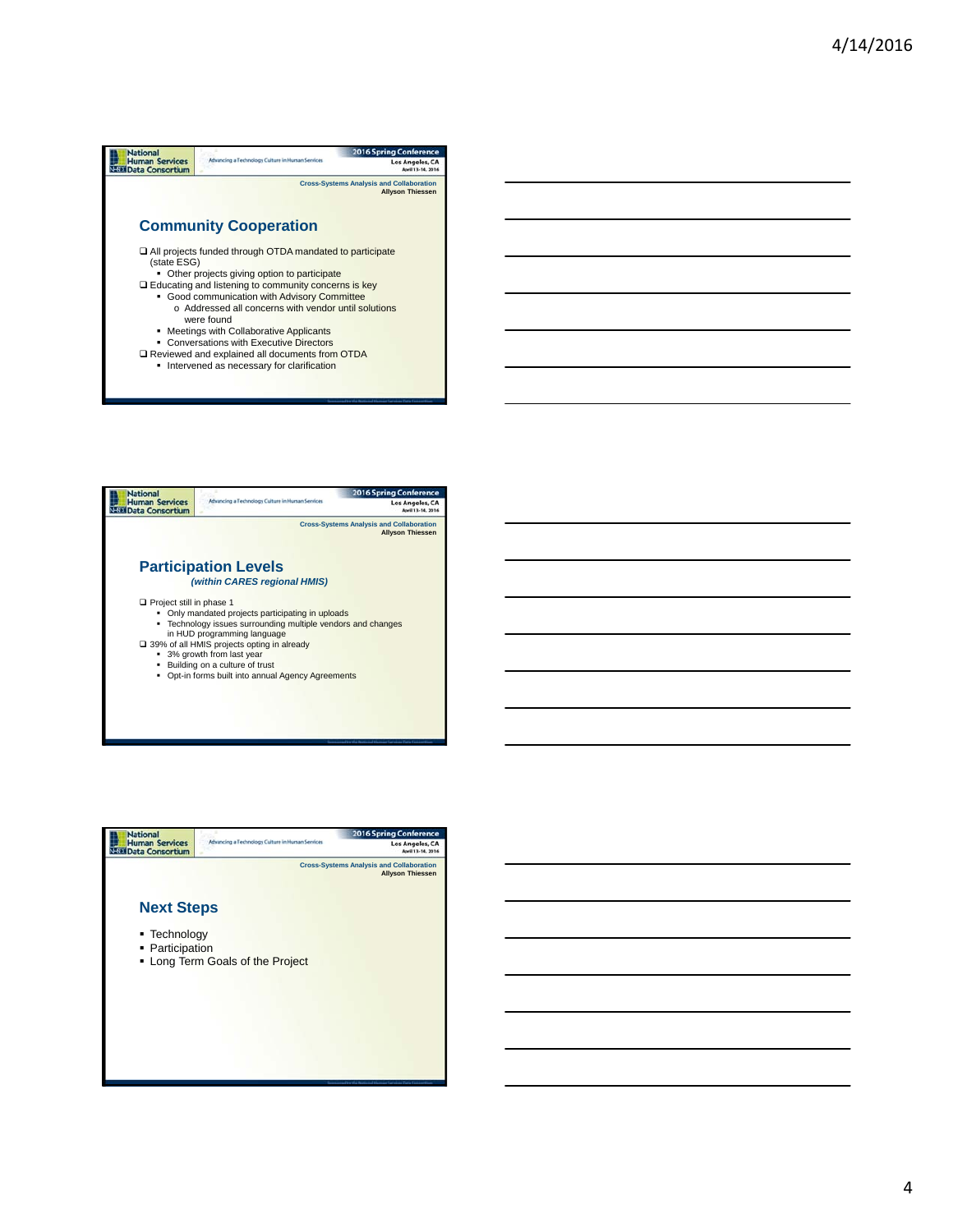## Community Cooperation

- ❑ All projects funded through OTDA mandated to participate (state ESG)
  - Other projects giving option to participate
- ❑ Educating and listening to community concerns is key
  - Good communication with Advisory Committee
    - o Addressed all concerns with vendor until solutions were found
  - Meetings with Collaborative Applicants
  - Conversations with Executive Directors
- ❑ Reviewed and explained all documents from OTDA
  - Intervened as necessary for clarification

## Participation Levels

***(within CARES regional HMIS)***

- ❑ Project still in phase 1
  - Only mandated projects participating in uploads
  - Technology issues surrounding multiple vendors and changes in HUD programming language
- ❑ 39% of all HMIS projects opting in already
  - 3% growth from last year
  - Building on a culture of trust
  - Opt-in forms built into annual Agency Agreements

## Next Steps

- Technology
- Participation
- Long Term Goals of the Project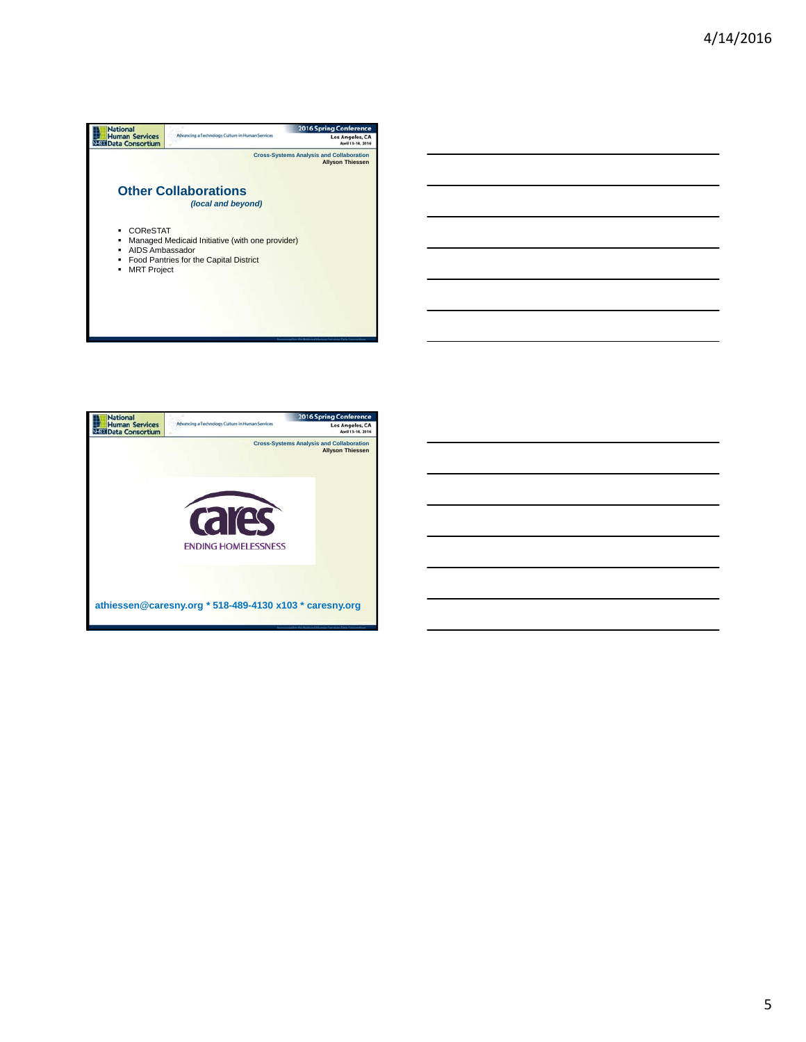Cross-Systems Analysis and Collaboration
Allyson Thiessen

## Other Collaborations

*(local and beyond)*

- COReSTAT
- Managed Medicaid Initiative (with one provider)
- AIDS Ambassador
- Food Pantries for the Capital District
- MRT Project

Cross-Systems Analysis and Collaboration
Allyson Thiessen

cares
ENDING HOMELESSNESS

**athiessen@caresny.org * 518-489-4130 x103 * caresny.org**